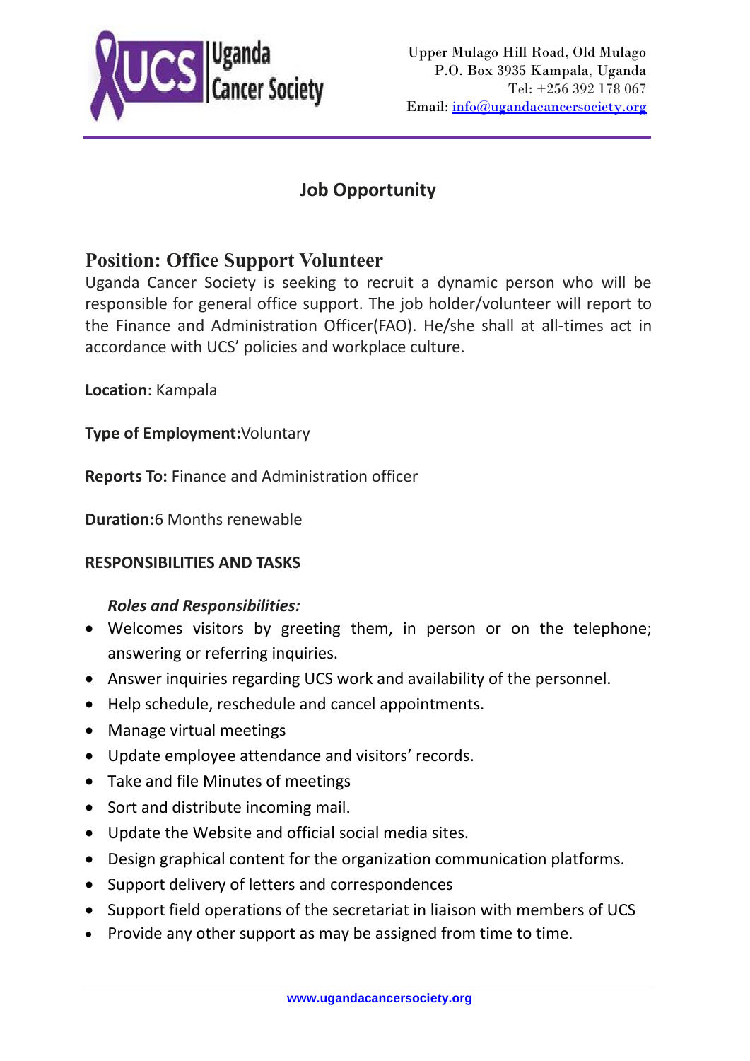Uganda Cancer Society

Upper Mulago Hill Road, Old Mulago
P.O. Box 3935 Kampala, Uganda
Tel: +256 392 178 067
Email: info@ugandacancersociety.org

## Job Opportunity

## Position: Office Support Volunteer

Uganda Cancer Society is seeking to recruit a dynamic person who will be responsible for general office support. The job holder/volunteer will report to the Finance and Administration Officer(FAO). He/she shall at all-times act in accordance with UCS' policies and workplace culture.

**Location**: Kampala

**Type of Employment:**Voluntary

**Reports To:** Finance and Administration officer

**Duration:**6 Months renewable

**RESPONSIBILITIES AND TASKS**

***Roles and Responsibilities:***

- Welcomes visitors by greeting them, in person or on the telephone; answering or referring inquiries.
- Answer inquiries regarding UCS work and availability of the personnel.
- Help schedule, reschedule and cancel appointments.
- Manage virtual meetings
- Update employee attendance and visitors' records.
- Take and file Minutes of meetings
- Sort and distribute incoming mail.
- Update the Website and official social media sites.
- Design graphical content for the organization communication platforms.
- Support delivery of letters and correspondences
- Support field operations of the secretariat in liaison with members of UCS
- Provide any other support as may be assigned from time to time.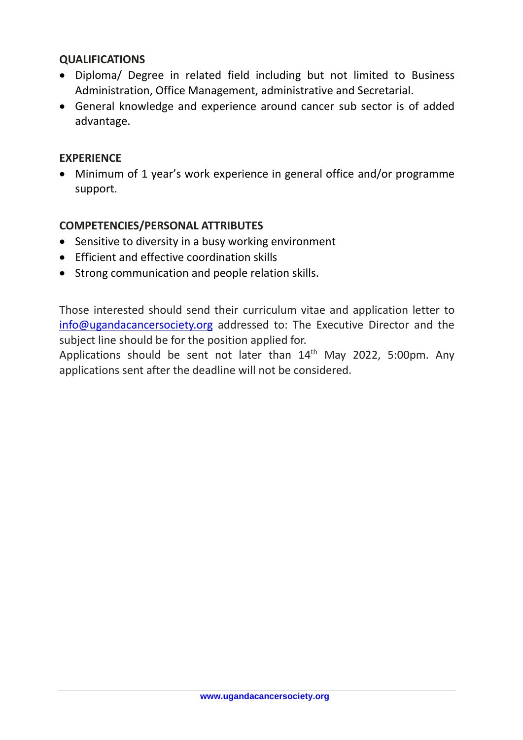**QUALIFICATIONS**

- Diploma/ Degree in related field including but not limited to Business Administration, Office Management, administrative and Secretarial.
- General knowledge and experience around cancer sub sector is of added advantage.

**EXPERIENCE**

- Minimum of 1 year's work experience in general office and/or programme support.

**COMPETENCIES/PERSONAL ATTRIBUTES**

- Sensitive to diversity in a busy working environment
- Efficient and effective coordination skills
- Strong communication and people relation skills.

Those interested should send their curriculum vitae and application letter to info@ugandacancersociety.org addressed to: The Executive Director and the subject line should be for the position applied for.
Applications should be sent not later than 14th May 2022, 5:00pm. Any applications sent after the deadline will not be considered.